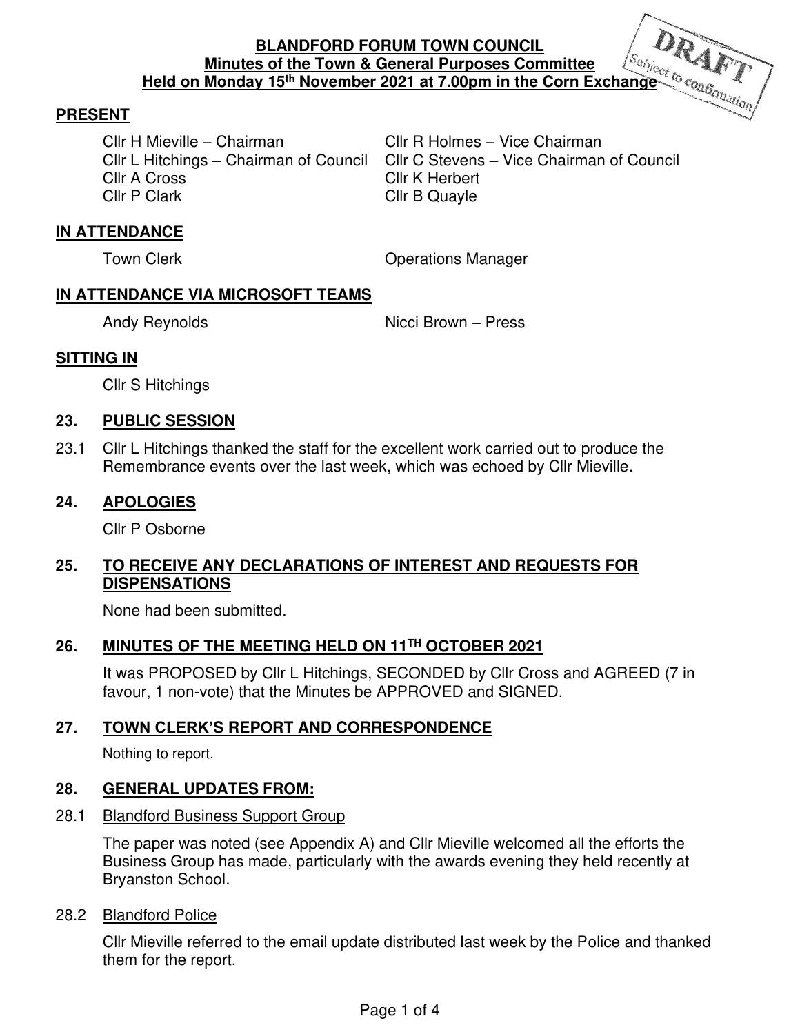**BLANDFORD FORUM TOWN COUNCIL**
**Minutes of the Town & General Purposes Committee**
**Held on Monday 15th November 2021 at 7.00pm in the Corn Exchange**

DRAFT Subject to confirmation

## PRESENT

Cllr H Mieville – Chairman
Cllr R Holmes – Vice Chairman
Cllr L Hitchings – Chairman of Council
Cllr C Stevens – Vice Chairman of Council
Cllr A Cross
Cllr K Herbert
Cllr P Clark
Cllr B Quayle

## IN ATTENDANCE

Town Clerk
Operations Manager

## IN ATTENDANCE VIA MICROSOFT TEAMS

Andy Reynolds
Nicci Brown – Press

## SITTING IN

Cllr S Hitchings

## 23. PUBLIC SESSION

23.1 Cllr L Hitchings thanked the staff for the excellent work carried out to produce the Remembrance events over the last week, which was echoed by Cllr Mieville.

## 24. APOLOGIES

Cllr P Osborne

## 25. TO RECEIVE ANY DECLARATIONS OF INTEREST AND REQUESTS FOR DISPENSATIONS

None had been submitted.

## 26. MINUTES OF THE MEETING HELD ON 11TH OCTOBER 2021

It was PROPOSED by Cllr L Hitchings, SECONDED by Cllr Cross and AGREED (7 in favour, 1 non-vote) that the Minutes be APPROVED and SIGNED.

## 27. TOWN CLERK'S REPORT AND CORRESPONDENCE

Nothing to report.

## 28. GENERAL UPDATES FROM:

28.1 Blandford Business Support Group

The paper was noted (see Appendix A) and Cllr Mieville welcomed all the efforts the Business Group has made, particularly with the awards evening they held recently at Bryanston School.

28.2 Blandford Police

Cllr Mieville referred to the email update distributed last week by the Police and thanked them for the report.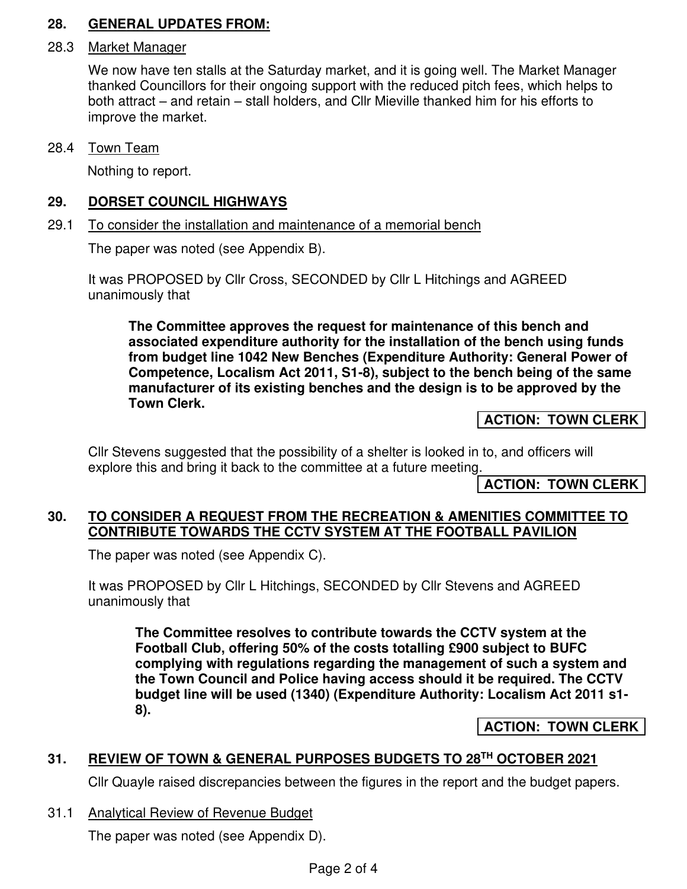## 28. GENERAL UPDATES FROM:

28.3 Market Manager

We now have ten stalls at the Saturday market, and it is going well. The Market Manager thanked Councillors for their ongoing support with the reduced pitch fees, which helps to both attract – and retain – stall holders, and Cllr Mieville thanked him for his efforts to improve the market.

28.4 Town Team

Nothing to report.

## 29. DORSET COUNCIL HIGHWAYS

29.1 To consider the installation and maintenance of a memorial bench

The paper was noted (see Appendix B).

It was PROPOSED by Cllr Cross, SECONDED by Cllr L Hitchings and AGREED unanimously that

> **The Committee approves the request for maintenance of this bench and associated expenditure authority for the installation of the bench using funds from budget line 1042 New Benches (Expenditure Authority: General Power of Competence, Localism Act 2011, S1-8), subject to the bench being of the same manufacturer of its existing benches and the design is to be approved by the Town Clerk.**

**ACTION: TOWN CLERK**

Cllr Stevens suggested that the possibility of a shelter is looked in to, and officers will explore this and bring it back to the committee at a future meeting.

**ACTION: TOWN CLERK**

## 30. TO CONSIDER A REQUEST FROM THE RECREATION & AMENITIES COMMITTEE TO CONTRIBUTE TOWARDS THE CCTV SYSTEM AT THE FOOTBALL PAVILION

The paper was noted (see Appendix C).

It was PROPOSED by Cllr L Hitchings, SECONDED by Cllr Stevens and AGREED unanimously that

> **The Committee resolves to contribute towards the CCTV system at the Football Club, offering 50% of the costs totalling £900 subject to BUFC complying with regulations regarding the management of such a system and the Town Council and Police having access should it be required. The CCTV budget line will be used (1340) (Expenditure Authority: Localism Act 2011 s1-8).**

**ACTION: TOWN CLERK**

## 31. REVIEW OF TOWN & GENERAL PURPOSES BUDGETS TO 28TH OCTOBER 2021

Cllr Quayle raised discrepancies between the figures in the report and the budget papers.

31.1 Analytical Review of Revenue Budget

The paper was noted (see Appendix D).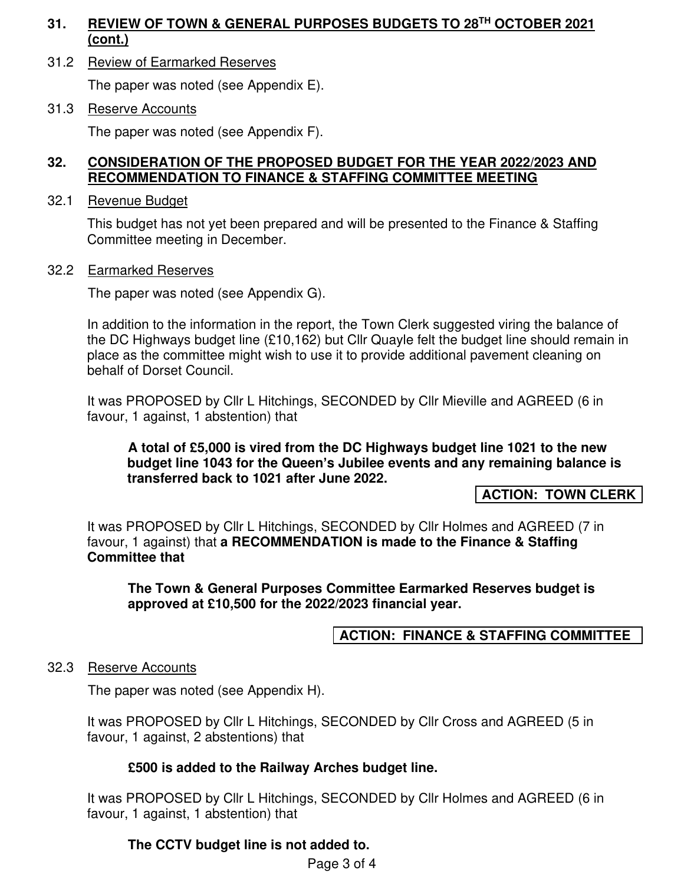## 31. REVIEW OF TOWN & GENERAL PURPOSES BUDGETS TO 28TH OCTOBER 2021 (cont.)

### 31.2 Review of Earmarked Reserves

The paper was noted (see Appendix E).

### 31.3 Reserve Accounts

The paper was noted (see Appendix F).

## 32. CONSIDERATION OF THE PROPOSED BUDGET FOR THE YEAR 2022/2023 AND RECOMMENDATION TO FINANCE & STAFFING COMMITTEE MEETING

### 32.1 Revenue Budget

This budget has not yet been prepared and will be presented to the Finance & Staffing Committee meeting in December.

### 32.2 Earmarked Reserves

The paper was noted (see Appendix G).

In addition to the information in the report, the Town Clerk suggested viring the balance of the DC Highways budget line (£10,162) but Cllr Quayle felt the budget line should remain in place as the committee might wish to use it to provide additional pavement cleaning on behalf of Dorset Council.

It was PROPOSED by Cllr L Hitchings, SECONDED by Cllr Mieville and AGREED (6 in favour, 1 against, 1 abstention) that

> **A total of £5,000 is vired from the DC Highways budget line 1021 to the new budget line 1043 for the Queen's Jubilee events and any remaining balance is transferred back to 1021 after June 2022.**

**ACTION: TOWN CLERK**

It was PROPOSED by Cllr L Hitchings, SECONDED by Cllr Holmes and AGREED (7 in favour, 1 against) that **a RECOMMENDATION is made to the Finance & Staffing Committee that**

> **The Town & General Purposes Committee Earmarked Reserves budget is approved at £10,500 for the 2022/2023 financial year.**

**ACTION: FINANCE & STAFFING COMMITTEE**

### 32.3 Reserve Accounts

The paper was noted (see Appendix H).

It was PROPOSED by Cllr L Hitchings, SECONDED by Cllr Cross and AGREED (5 in favour, 1 against, 2 abstentions) that

> **£500 is added to the Railway Arches budget line.**

It was PROPOSED by Cllr L Hitchings, SECONDED by Cllr Holmes and AGREED (6 in favour, 1 against, 1 abstention) that

> **The CCTV budget line is not added to.**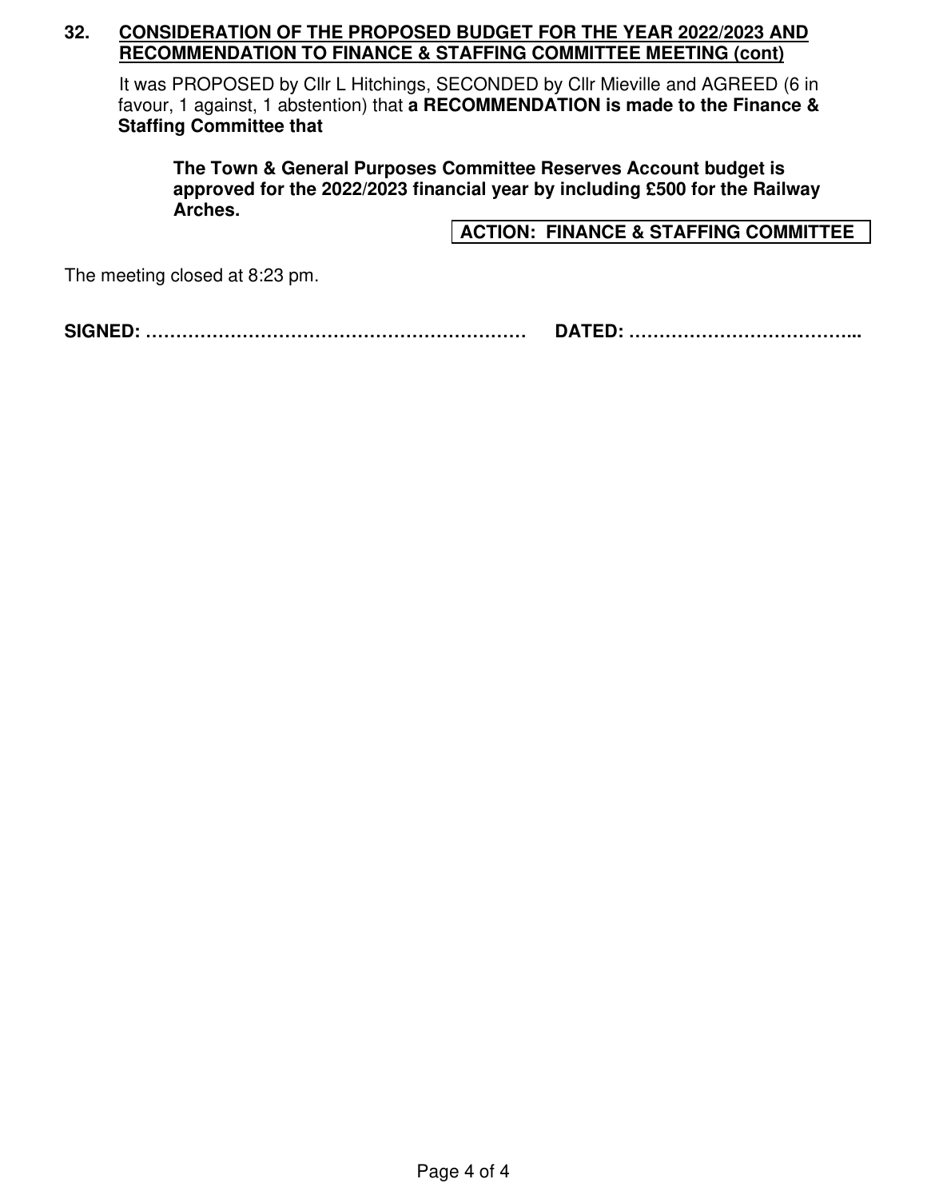## 32. CONSIDERATION OF THE PROPOSED BUDGET FOR THE YEAR 2022/2023 AND RECOMMENDATION TO FINANCE & STAFFING COMMITTEE MEETING (cont)

It was PROPOSED by Cllr L Hitchings, SECONDED by Cllr Mieville and AGREED (6 in favour, 1 against, 1 abstention) that **a RECOMMENDATION is made to the Finance & Staffing Committee that**

> **The Town & General Purposes Committee Reserves Account budget is approved for the 2022/2023 financial year by including £500 for the Railway Arches.**

**ACTION: FINANCE & STAFFING COMMITTEE**

The meeting closed at 8:23 pm.

**SIGNED: ………………………………………………………… DATED: ………………………………...**